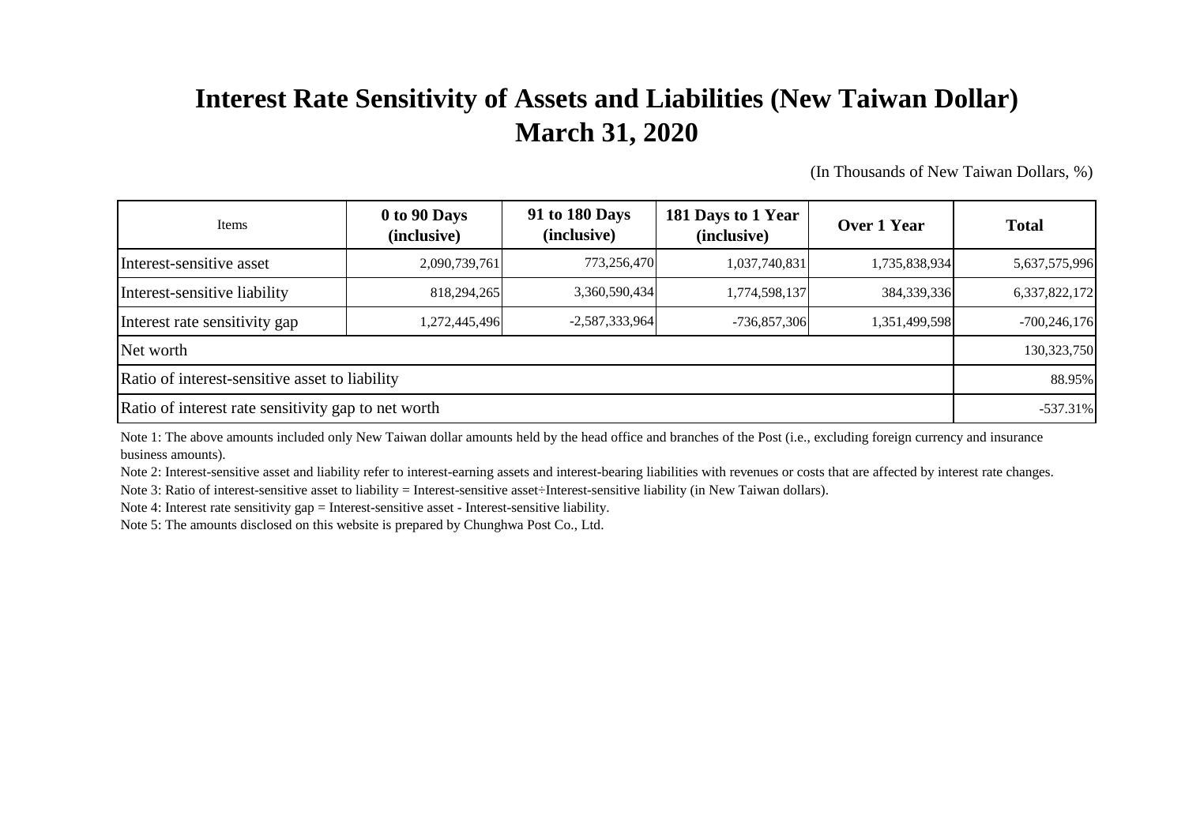# Interest Rate Sensitivity of Assets and Liabilities (New Taiwan Dollar)
# March 31, 2020

(In Thousands of New Taiwan Dollars, %)

| Items | 0 to 90 Days (inclusive) | 91 to 180 Days (inclusive) | 181 Days to 1 Year (inclusive) | Over 1 Year | Total |
|---|---|---|---|---|---|
| Interest-sensitive asset | 2,090,739,761 | 773,256,470 | 1,037,740,831 | 1,735,838,934 | 5,637,575,996 |
| Interest-sensitive liability | 818,294,265 | 3,360,590,434 | 1,774,598,137 | 384,339,336 | 6,337,822,172 |
| Interest rate sensitivity gap | 1,272,445,496 | -2,587,333,964 | -736,857,306 | 1,351,499,598 | -700,246,176 |
| Net worth | | | | | 130,323,750 |
| Ratio of interest-sensitive asset to liability | | | | | 88.95% |
| Ratio of interest rate sensitivity gap to net worth | | | | | -537.31% |

Note 1: The above amounts included only New Taiwan dollar amounts held by the head office and branches of the Post (i.e., excluding foreign currency and insurance business amounts).

Note 2: Interest-sensitive asset and liability refer to interest-earning assets and interest-bearing liabilities with revenues or costs that are affected by interest rate changes.

Note 3: Ratio of interest-sensitive asset to liability = Interest-sensitive asset÷Interest-sensitive liability (in New Taiwan dollars).

Note 4: Interest rate sensitivity gap = Interest-sensitive asset - Interest-sensitive liability.

Note 5: The amounts disclosed on this website is prepared by Chunghwa Post Co., Ltd.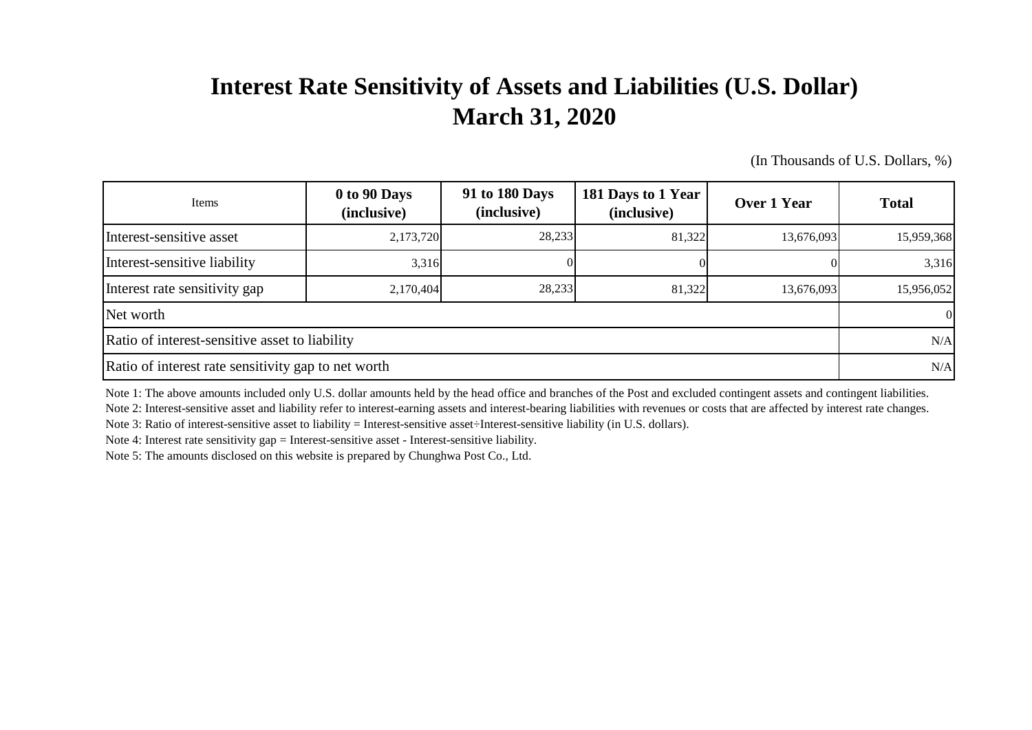# Interest Rate Sensitivity of Assets and Liabilities (U.S. Dollar)
# March 31, 2020

(In Thousands of U.S. Dollars, %)

| Items | 0 to 90 Days (inclusive) | 91 to 180 Days (inclusive) | 181 Days to 1 Year (inclusive) | Over 1 Year | Total |
|---|---|---|---|---|---|
| Interest-sensitive asset | 2,173,720 | 28,233 | 81,322 | 13,676,093 | 15,959,368 |
| Interest-sensitive liability | 3,316 | 0 | 0 | 0 | 3,316 |
| Interest rate sensitivity gap | 2,170,404 | 28,233 | 81,322 | 13,676,093 | 15,956,052 |
| Net worth | | | | | 0 |
| Ratio of interest-sensitive asset to liability | | | | | N/A |
| Ratio of interest rate sensitivity gap to net worth | | | | | N/A |

Note 1: The above amounts included only U.S. dollar amounts held by the head office and branches of the Post and excluded contingent assets and contingent liabilities.

Note 2: Interest-sensitive asset and liability refer to interest-earning assets and interest-bearing liabilities with revenues or costs that are affected by interest rate changes.

Note 3: Ratio of interest-sensitive asset to liability = Interest-sensitive asset÷Interest-sensitive liability (in U.S. dollars).

Note 4: Interest rate sensitivity gap = Interest-sensitive asset - Interest-sensitive liability.

Note 5: The amounts disclosed on this website is prepared by Chunghwa Post Co., Ltd.